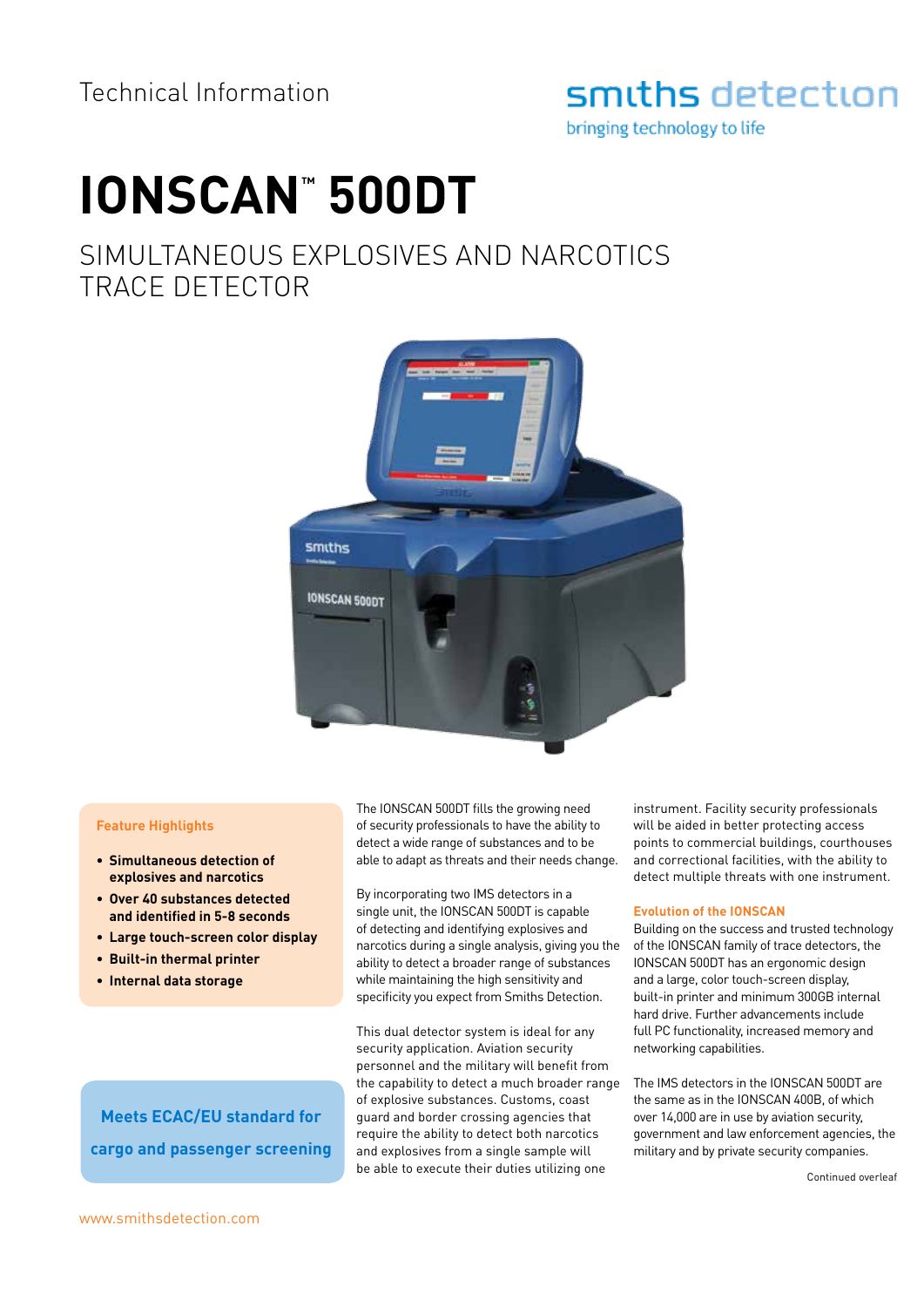Technical Information

smiths detection
bringing technology to life

# IONSCAN™ 500DT

## SIMULTANEOUS EXPLOSIVES AND NARCOTICS TRACE DETECTOR

**Feature Highlights**

- **Simultaneous detection of explosives and narcotics**
- **Over 40 substances detected and identified in 5-8 seconds**
- **Large touch-screen color display**
- **Built-in thermal printer**
- **Internal data storage**

**Meets ECAC/EU standard for cargo and passenger screening**

The IONSCAN 500DT fills the growing need of security professionals to have the ability to detect a wide range of substances and to be able to adapt as threats and their needs change.

By incorporating two IMS detectors in a single unit, the IONSCAN 500DT is capable of detecting and identifying explosives and narcotics during a single analysis, giving you the ability to detect a broader range of substances while maintaining the high sensitivity and specificity you expect from Smiths Detection.

This dual detector system is ideal for any security application. Aviation security personnel and the military will benefit from the capability to detect a much broader range of explosive substances. Customs, coast guard and border crossing agencies that require the ability to detect both narcotics and explosives from a single sample will be able to execute their duties utilizing one instrument. Facility security professionals will be aided in better protecting access points to commercial buildings, courthouses and correctional facilities, with the ability to detect multiple threats with one instrument.

### Evolution of the IONSCAN

Building on the success and trusted technology of the IONSCAN family of trace detectors, the IONSCAN 500DT has an ergonomic design and a large, color touch-screen display, built-in printer and minimum 300GB internal hard drive. Further advancements include full PC functionality, increased memory and networking capabilities.

The IMS detectors in the IONSCAN 500DT are the same as in the IONSCAN 400B, of which over 14,000 are in use by aviation security, government and law enforcement agencies, the military and by private security companies.

Continued overleaf

www.smithsdetection.com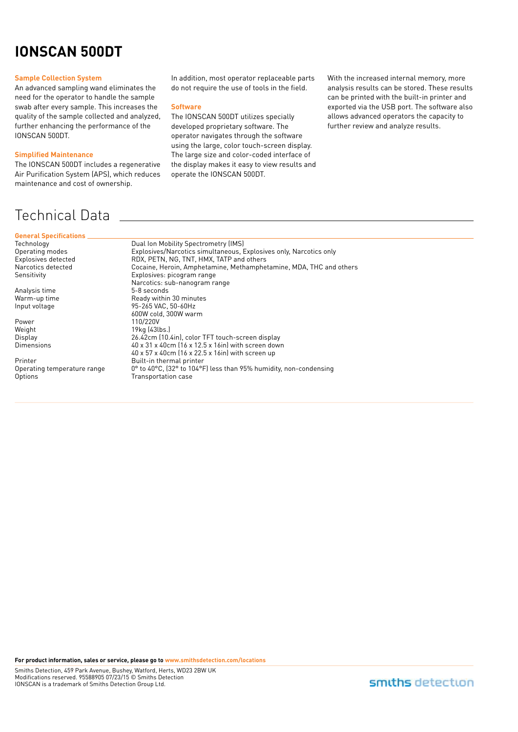# IONSCAN 500DT

### Sample Collection System

An advanced sampling wand eliminates the need for the operator to handle the sample swab after every sample. This increases the quality of the sample collected and analyzed, further enhancing the performance of the IONSCAN 500DT.

### Simplified Maintenance

The IONSCAN 500DT includes a regenerative Air Purification System (APS), which reduces maintenance and cost of ownership.

In addition, most operator replaceable parts do not require the use of tools in the field.

### Software

The IONSCAN 500DT utilizes specially developed proprietary software. The operator navigates through the software using the large, color touch-screen display. The large size and color-coded interface of the display makes it easy to view results and operate the IONSCAN 500DT.

With the increased internal memory, more analysis results can be stored. These results can be printed with the built-in printer and exported via the USB port. The software also allows advanced operators the capacity to further review and analyze results.

## Technical Data

### General Specifications

| | |
|---|---|
| Technology | Dual Ion Mobility Spectrometry (IMS) |
| Operating modes | Explosives/Narcotics simultaneous, Explosives only, Narcotics only |
| Explosives detected | RDX, PETN, NG, TNT, HMX, TATP and others |
| Narcotics detected | Cocaine, Heroin, Amphetamine, Methamphetamine, MDA, THC and others |
| Sensitivity | Explosives: picogram range<br>Narcotics: sub-nanogram range |
| Analysis time | 5-8 seconds |
| Warm-up time | Ready within 30 minutes |
| Input voltage | 95-265 VAC, 50-60Hz<br>600W cold, 300W warm |
| Power | 110/220V |
| Weight | 19kg (43lbs.) |
| Display | 26.42cm (10.4in), color TFT touch-screen display |
| Dimensions | 40 x 31 x 40cm (16 x 12.5 x 16in) with screen down<br>40 x 57 x 40cm (16 x 22.5 x 16in) with screen up |
| Printer | Built-in thermal printer |
| Operating temperature range | 0° to 40°C, (32° to 104°F) less than 95% humidity, non-condensing |
| Options | Transportation case |

**For product information, sales or service, please go to www.smithsdetection.com/locations**

Smiths Detection, 459 Park Avenue, Bushey, Watford, Herts, WD23 2BW UK
Modifications reserved. 95588905 07/23/15 © Smiths Detection
IONSCAN is a trademark of Smiths Detection Group Ltd.

smiths detection